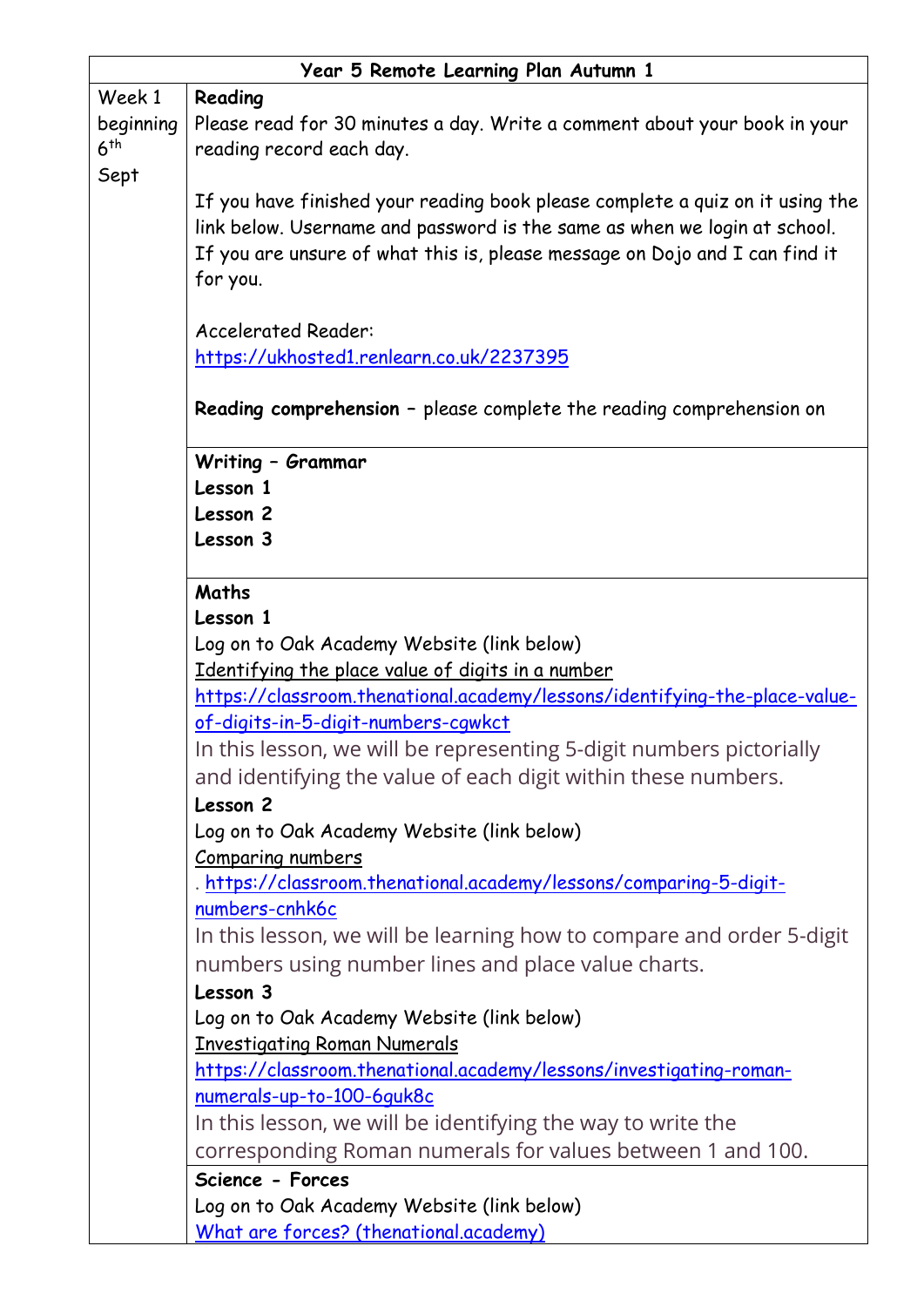| Year 5 Remote Learning Plan Autumn 1 | |
|---|---|
| Week 1 beginning 6th Sept | **Reading**<br>Please read for 30 minutes a day. Write a comment about your book in your reading record each day.<br><br>If you have finished your reading book please complete a quiz on it using the link below. Username and password is the same as when we login at school. If you are unsure of what this is, please message on Dojo and I can find it for you.<br><br>Accelerated Reader:<br>https://ukhosted1.renlearn.co.uk/2237395<br><br>**Reading comprehension** – please complete the reading comprehension on |
| | **Writing – Grammar**<br>**Lesson 1**<br>**Lesson 2**<br>**Lesson 3** |
| | **Maths**<br>**Lesson 1**<br>Log on to Oak Academy Website (link below)<br>Identifying the place value of digits in a number<br>https://classroom.thenational.academy/lessons/identifying-the-place-value-of-digits-in-5-digit-numbers-cgwkct<br>In this lesson, we will be representing 5-digit numbers pictorially and identifying the value of each digit within these numbers.<br>**Lesson 2**<br>Log on to Oak Academy Website (link below)<br>Comparing numbers<br>. https://classroom.thenational.academy/lessons/comparing-5-digit-numbers-cnhk6c<br>In this lesson, we will be learning how to compare and order 5-digit numbers using number lines and place value charts.<br>**Lesson 3**<br>Log on to Oak Academy Website (link below)<br>Investigating Roman Numerals<br>https://classroom.thenational.academy/lessons/investigating-roman-numerals-up-to-100-6guk8c<br>In this lesson, we will be identifying the way to write the corresponding Roman numerals for values between 1 and 100. |
| | **Science - Forces**<br>Log on to Oak Academy Website (link below)<br>What are forces? (thenational.academy) |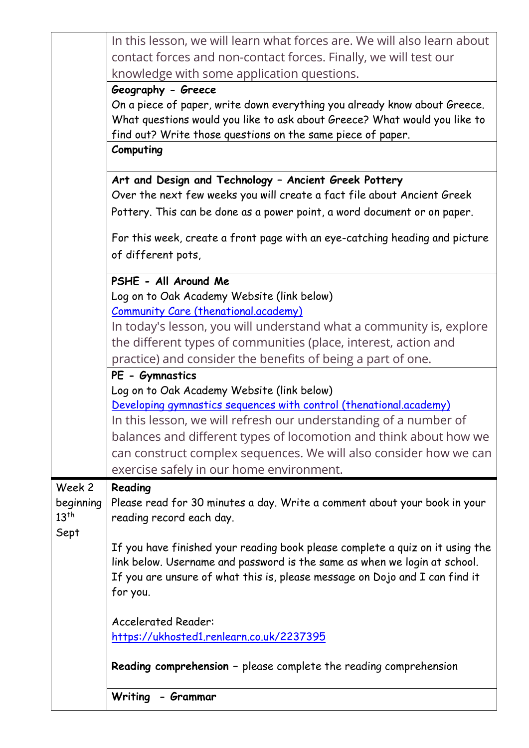| | |
|---|---|
| | In this lesson, we will learn what forces are. We will also learn about contact forces and non-contact forces. Finally, we will test our knowledge with some application questions. |
| | **Geography - Greece**<br>On a piece of paper, write down everything you already know about Greece. What questions would you like to ask about Greece? What would you like to find out? Write those questions on the same piece of paper. |
| | **Computing** |
| | **Art and Design and Technology – Ancient Greek Pottery**<br>Over the next few weeks you will create a fact file about Ancient Greek Pottery. This can be done as a power point, a word document or on paper.<br><br>For this week, create a front page with an eye-catching heading and picture of different pots, |
| | **PSHE - All Around Me**<br>Log on to Oak Academy Website (link below)<br>Community Care (thenational.academy)<br>In today's lesson, you will understand what a community is, explore the different types of communities (place, interest, action and practice) and consider the benefits of being a part of one. |
| | **PE - Gymnastics**<br>Log on to Oak Academy Website (link below)<br>Developing gymnastics sequences with control (thenational.academy)<br>In this lesson, we will refresh our understanding of a number of balances and different types of locomotion and think about how we can construct complex sequences. We will also consider how we can exercise safely in our home environment. |
| Week 2 beginning 13th Sept | **Reading**<br>Please read for 30 minutes a day. Write a comment about your book in your reading record each day.<br><br>If you have finished your reading book please complete a quiz on it using the link below. Username and password is the same as when we login at school. If you are unsure of what this is, please message on Dojo and I can find it for you.<br><br>Accelerated Reader:<br>https://ukhosted1.renlearn.co.uk/2237395<br><br>**Reading comprehension** – please complete the reading comprehension |
| | **Writing - Grammar** |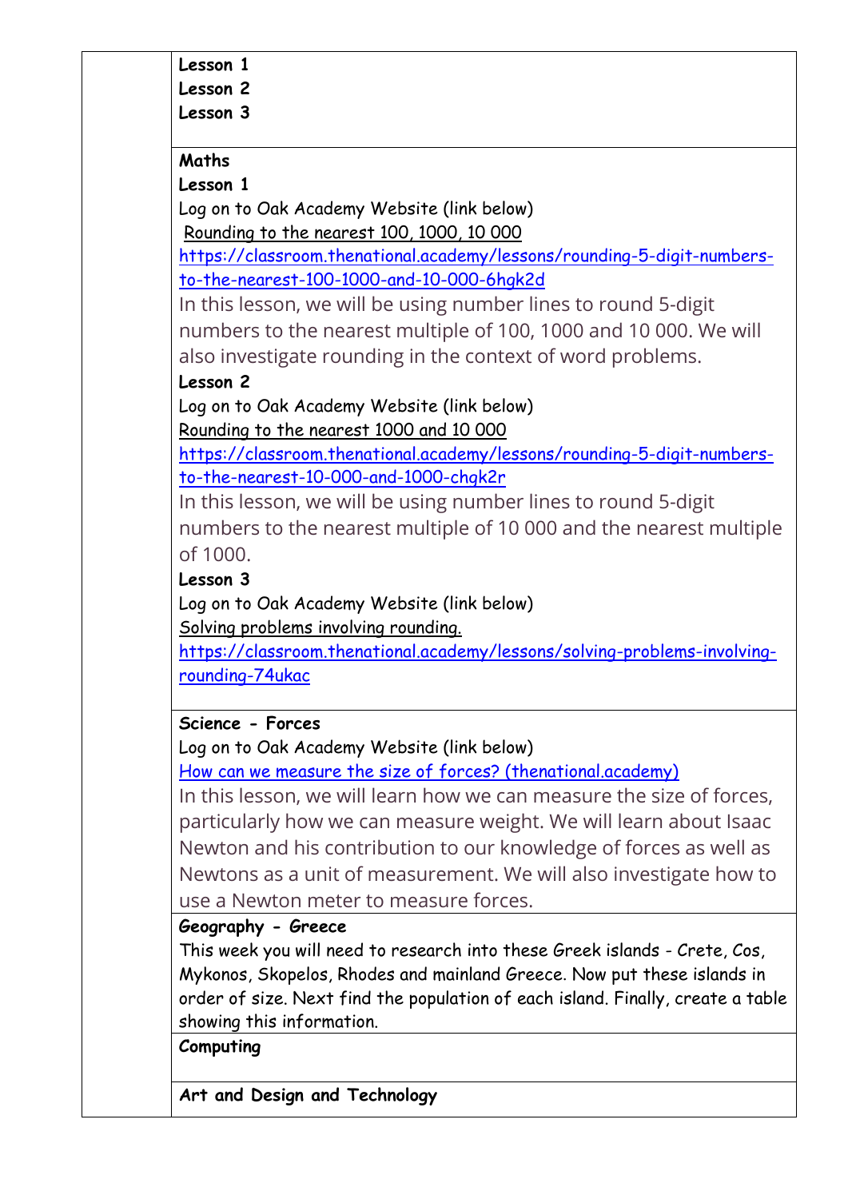**Lesson 1**
**Lesson 2**
**Lesson 3**

**Maths**

**Lesson 1**

Log on to Oak Academy Website (link below)

Rounding to the nearest 100, 1000, 10 000

https://classroom.thenational.academy/lessons/rounding-5-digit-numbers-to-the-nearest-100-1000-and-10-000-6hgk2d

In this lesson, we will be using number lines to round 5-digit numbers to the nearest multiple of 100, 1000 and 10 000. We will also investigate rounding in the context of word problems.

**Lesson 2**

Log on to Oak Academy Website (link below)

Rounding to the nearest 1000 and 10 000

https://classroom.thenational.academy/lessons/rounding-5-digit-numbers-to-the-nearest-10-000-and-1000-chgk2r

In this lesson, we will be using number lines to round 5-digit numbers to the nearest multiple of 10 000 and the nearest multiple of 1000.

**Lesson 3**

Log on to Oak Academy Website (link below)

Solving problems involving rounding.

https://classroom.thenational.academy/lessons/solving-problems-involving-rounding-74ukac

**Science - Forces**

Log on to Oak Academy Website (link below)

How can we measure the size of forces? (thenational.academy)

In this lesson, we will learn how we can measure the size of forces, particularly how we can measure weight. We will learn about Isaac Newton and his contribution to our knowledge of forces as well as Newtons as a unit of measurement. We will also investigate how to use a Newton meter to measure forces.

**Geography - Greece**

This week you will need to research into these Greek islands - Crete, Cos, Mykonos, Skopelos, Rhodes and mainland Greece. Now put these islands in order of size. Next find the population of each island. Finally, create a table showing this information.

**Computing**

**Art and Design and Technology**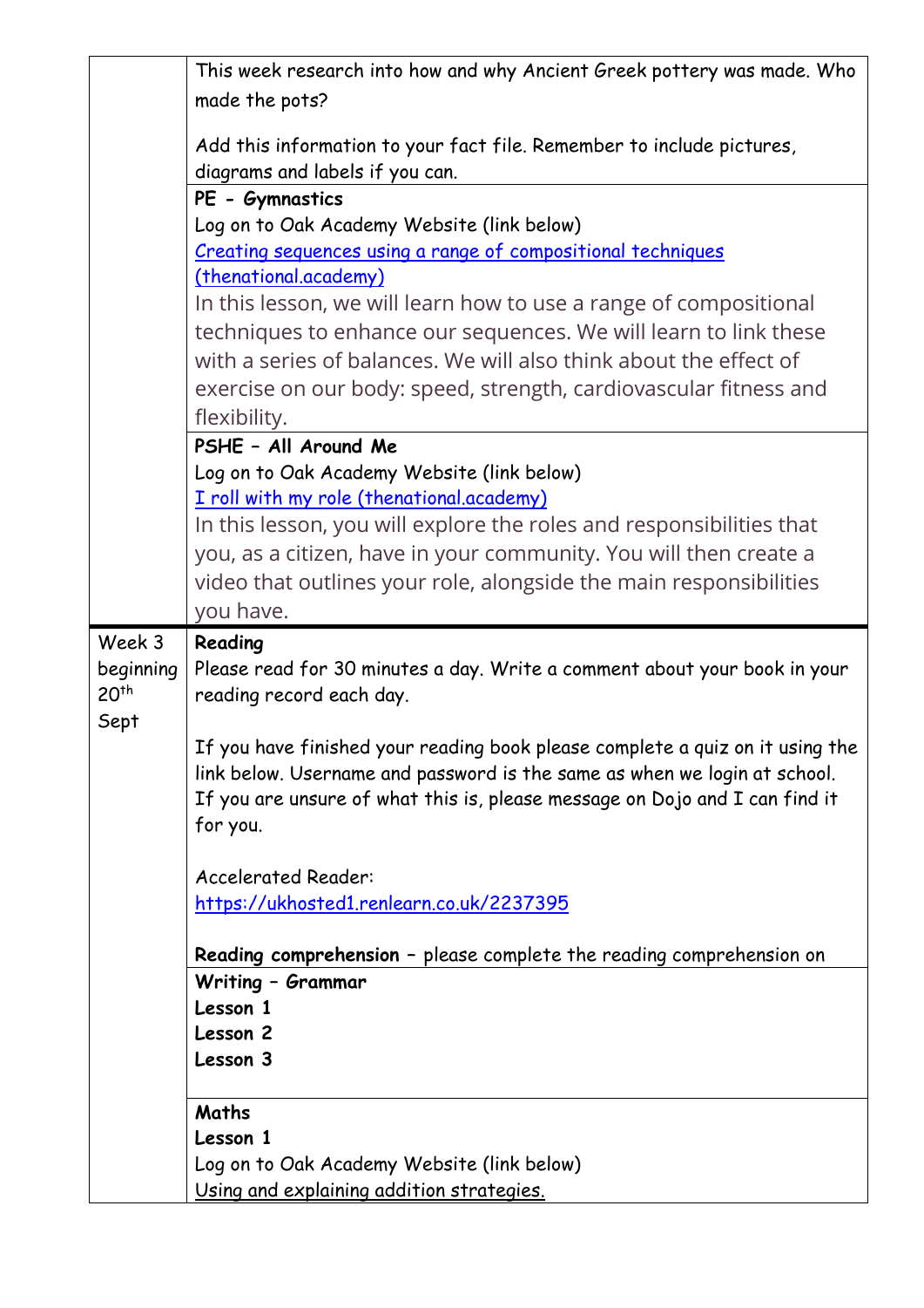| | |
|---|---|
| | This week research into how and why Ancient Greek pottery was made. Who made the pots?<br><br>Add this information to your fact file. Remember to include pictures, diagrams and labels if you can. |
| | **PE - Gymnastics**<br>Log on to Oak Academy Website (link below)<br>Creating sequences using a range of compositional techniques (thenational.academy)<br>In this lesson, we will learn how to use a range of compositional techniques to enhance our sequences. We will learn to link these with a series of balances. We will also think about the effect of exercise on our body: speed, strength, cardiovascular fitness and flexibility. |
| | **PSHE – All Around Me**<br>Log on to Oak Academy Website (link below)<br>I roll with my role (thenational.academy)<br>In this lesson, you will explore the roles and responsibilities that you, as a citizen, have in your community. You will then create a video that outlines your role, alongside the main responsibilities you have. |
| Week 3 beginning 20th Sept | **Reading**<br>Please read for 30 minutes a day. Write a comment about your book in your reading record each day.<br><br>If you have finished your reading book please complete a quiz on it using the link below. Username and password is the same as when we login at school. If you are unsure of what this is, please message on Dojo and I can find it for you.<br><br>Accelerated Reader:<br>https://ukhosted1.renlearn.co.uk/2237395<br><br>**Reading comprehension** – please complete the reading comprehension on |
| | **Writing – Grammar**<br>**Lesson 1**<br>**Lesson 2**<br>**Lesson 3** |
| | **Maths**<br>**Lesson 1**<br>Log on to Oak Academy Website (link below)<br>Using and explaining addition strategies. |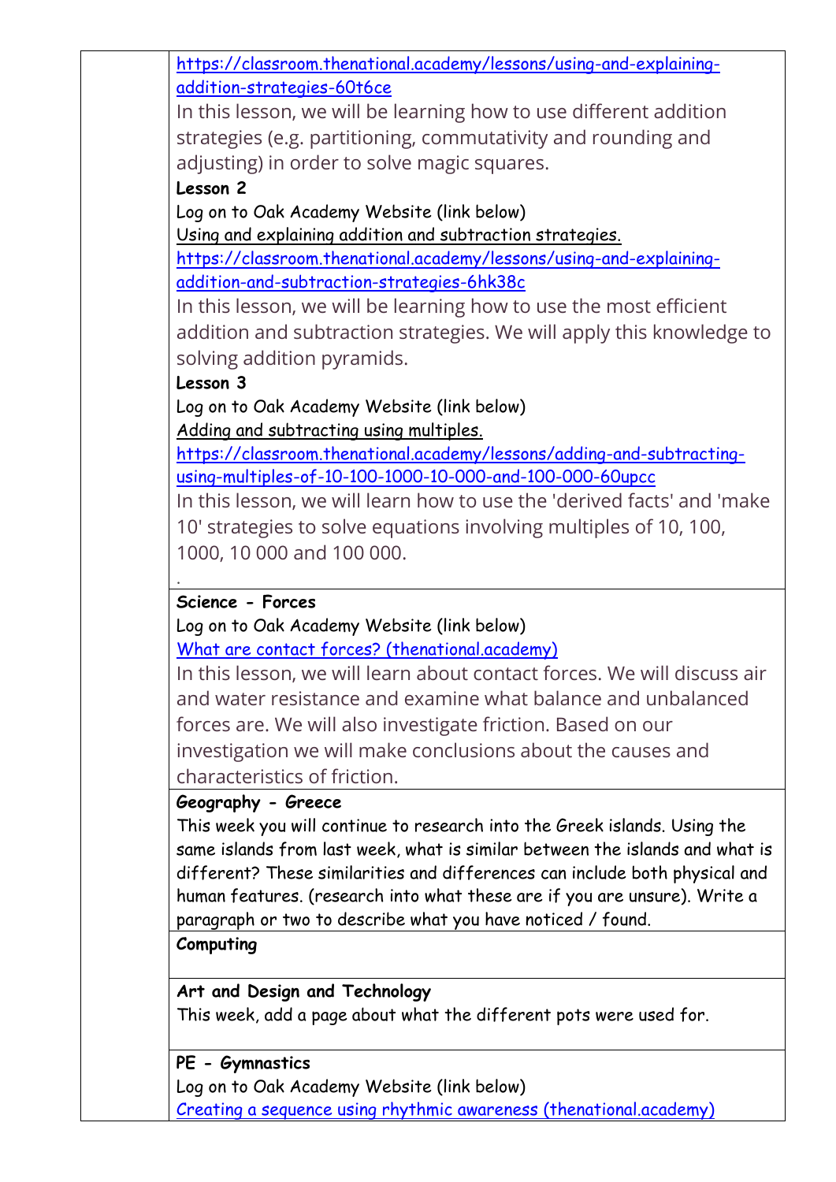| | |
|---|---|
| | https://classroom.thenational.academy/lessons/using-and-explaining-addition-strategies-60t6ce<br>In this lesson, we will be learning how to use different addition strategies (e.g. partitioning, commutativity and rounding and adjusting) in order to solve magic squares.<br>**Lesson 2**<br>Log on to Oak Academy Website (link below)<br>Using and explaining addition and subtraction strategies.<br>https://classroom.thenational.academy/lessons/using-and-explaining-addition-and-subtraction-strategies-6hk38c<br>In this lesson, we will be learning how to use the most efficient addition and subtraction strategies. We will apply this knowledge to solving addition pyramids.<br>**Lesson 3**<br>Log on to Oak Academy Website (link below)<br>Adding and subtracting using multiples.<br>https://classroom.thenational.academy/lessons/adding-and-subtracting-using-multiples-of-10-100-1000-10-000-and-100-000-60upcc<br>In this lesson, we will learn how to use the 'derived facts' and 'make 10' strategies to solve equations involving multiples of 10, 100, 1000, 10 000 and 100 000.<br>. |
| | **Science - Forces**<br>Log on to Oak Academy Website (link below)<br>What are contact forces? (thenational.academy)<br>In this lesson, we will learn about contact forces. We will discuss air and water resistance and examine what balance and unbalanced forces are. We will also investigate friction. Based on our investigation we will make conclusions about the causes and characteristics of friction. |
| | **Geography - Greece**<br>This week you will continue to research into the Greek islands. Using the same islands from last week, what is similar between the islands and what is different? These similarities and differences can include both physical and human features. (research into what these are if you are unsure). Write a paragraph or two to describe what you have noticed / found. |
| | **Computing** |
| | **Art and Design and Technology**<br>This week, add a page about what the different pots were used for. |
| | **PE - Gymnastics**<br>Log on to Oak Academy Website (link below)<br>Creating a sequence using rhythmic awareness (thenational.academy) |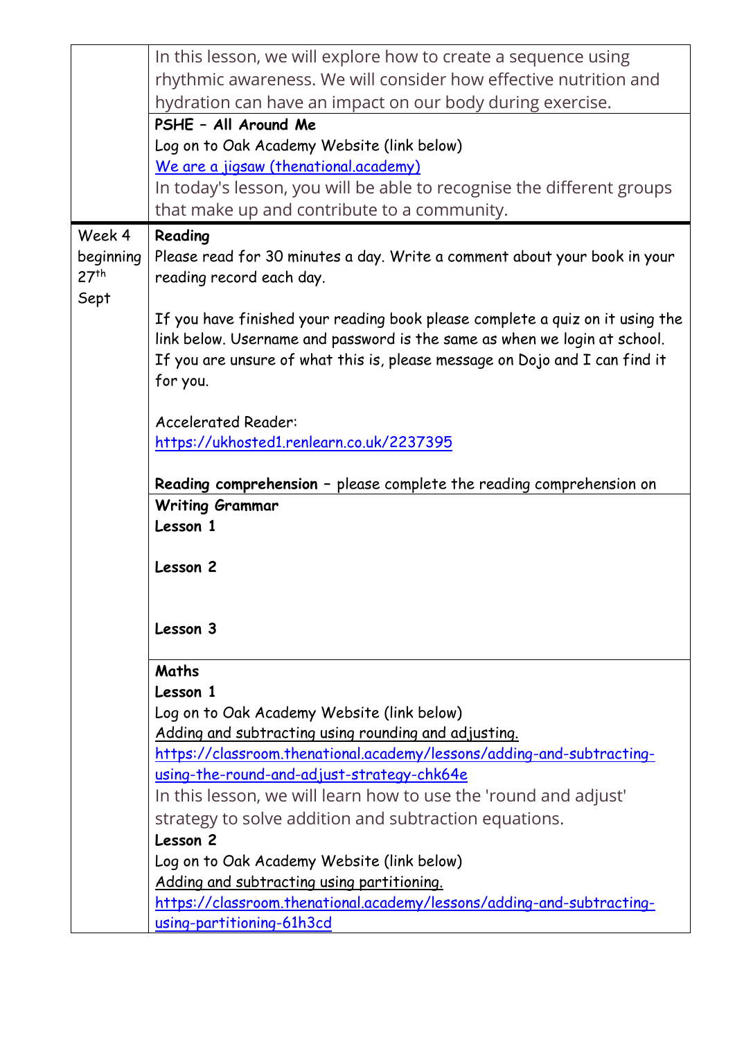| | |
|---|---|
| | In this lesson, we will explore how to create a sequence using rhythmic awareness. We will consider how effective nutrition and hydration can have an impact on our body during exercise. |
| | **PSHE – All Around Me**<br>Log on to Oak Academy Website (link below)<br>We are a jigsaw (thenational.academy)<br>In today's lesson, you will be able to recognise the different groups that make up and contribute to a community. |
| Week 4 beginning 27th Sept | **Reading**<br>Please read for 30 minutes a day. Write a comment about your book in your reading record each day.<br><br>If you have finished your reading book please complete a quiz on it using the link below. Username and password is the same as when we login at school. If you are unsure of what this is, please message on Dojo and I can find it for you.<br><br>Accelerated Reader:<br>https://ukhosted1.renlearn.co.uk/2237395<br><br>**Reading comprehension** – please complete the reading comprehension on |
| | **Writing Grammar**<br>**Lesson 1**<br><br>**Lesson 2**<br><br>**Lesson 3** |
| | **Maths**<br>**Lesson 1**<br>Log on to Oak Academy Website (link below)<br>Adding and subtracting using rounding and adjusting.<br>https://classroom.thenational.academy/lessons/adding-and-subtracting-using-the-round-and-adjust-strategy-chk64e<br>In this lesson, we will learn how to use the 'round and adjust' strategy to solve addition and subtraction equations.<br>**Lesson 2**<br>Log on to Oak Academy Website (link below)<br>Adding and subtracting using partitioning.<br>https://classroom.thenational.academy/lessons/adding-and-subtracting-using-partitioning-61h3cd |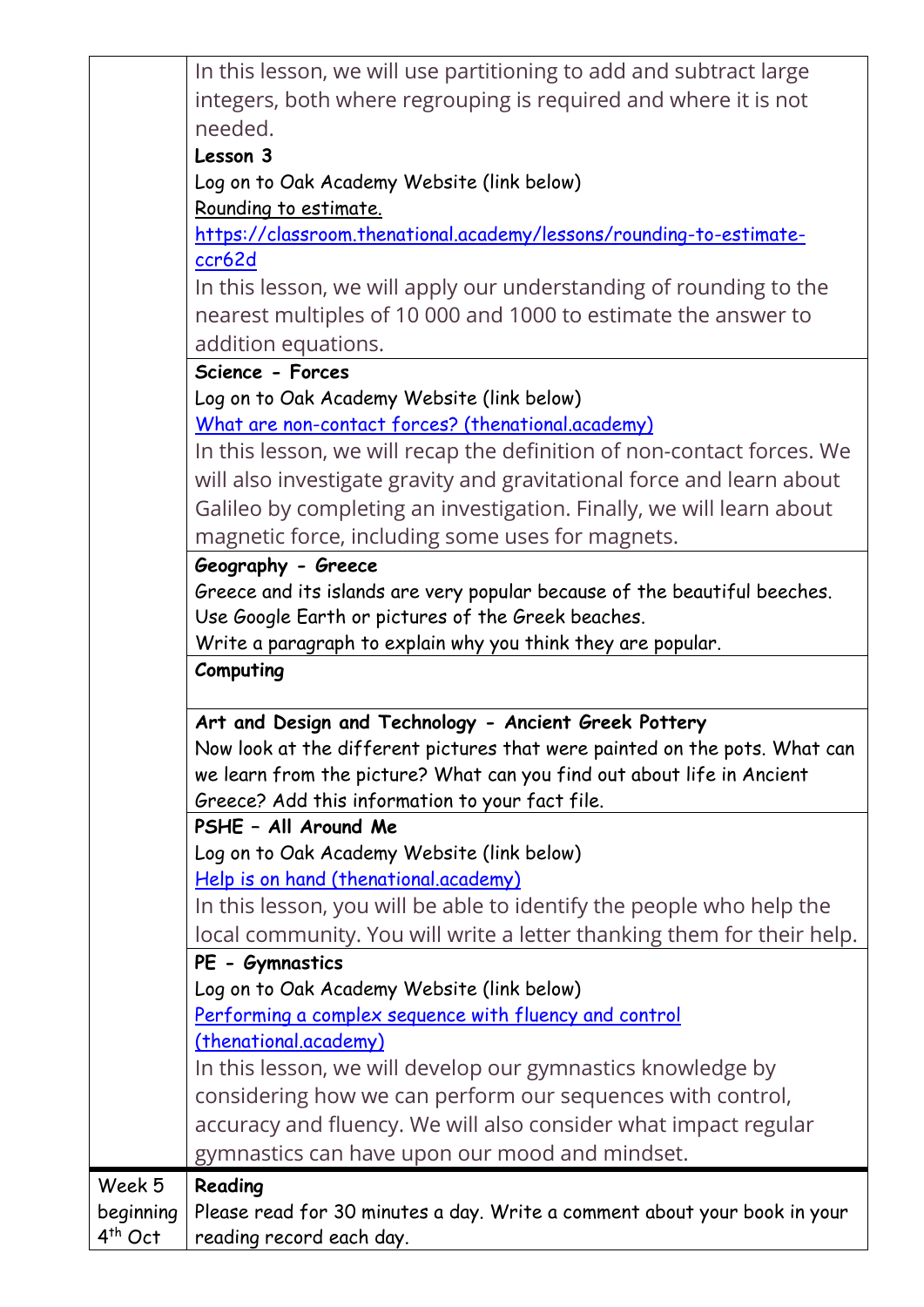| | |
|---|---|
| | In this lesson, we will use partitioning to add and subtract large integers, both where regrouping is required and where it is not needed.<br>**Lesson 3**<br>Log on to Oak Academy Website (link below)<br>Rounding to estimate.<br>https://classroom.thenational.academy/lessons/rounding-to-estimate-ccr62d<br>In this lesson, we will apply our understanding of rounding to the nearest multiples of 10 000 and 1000 to estimate the answer to addition equations. |
| | **Science - Forces**<br>Log on to Oak Academy Website (link below)<br>What are non-contact forces? (thenational.academy)<br>In this lesson, we will recap the definition of non-contact forces. We will also investigate gravity and gravitational force and learn about Galileo by completing an investigation. Finally, we will learn about magnetic force, including some uses for magnets. |
| | **Geography - Greece**<br>Greece and its islands are very popular because of the beautiful beeches. Use Google Earth or pictures of the Greek beaches.<br>Write a paragraph to explain why you think they are popular. |
| | **Computing** |
| | **Art and Design and Technology - Ancient Greek Pottery**<br>Now look at the different pictures that were painted on the pots. What can we learn from the picture? What can you find out about life in Ancient Greece? Add this information to your fact file. |
| | **PSHE – All Around Me**<br>Log on to Oak Academy Website (link below)<br>Help is on hand (thenational.academy)<br>In this lesson, you will be able to identify the people who help the local community. You will write a letter thanking them for their help. |
| | **PE - Gymnastics**<br>Log on to Oak Academy Website (link below)<br>Performing a complex sequence with fluency and control (thenational.academy)<br>In this lesson, we will develop our gymnastics knowledge by considering how we can perform our sequences with control, accuracy and fluency. We will also consider what impact regular gymnastics can have upon our mood and mindset. |
| Week 5 beginning 4th Oct | **Reading**<br>Please read for 30 minutes a day. Write a comment about your book in your reading record each day. |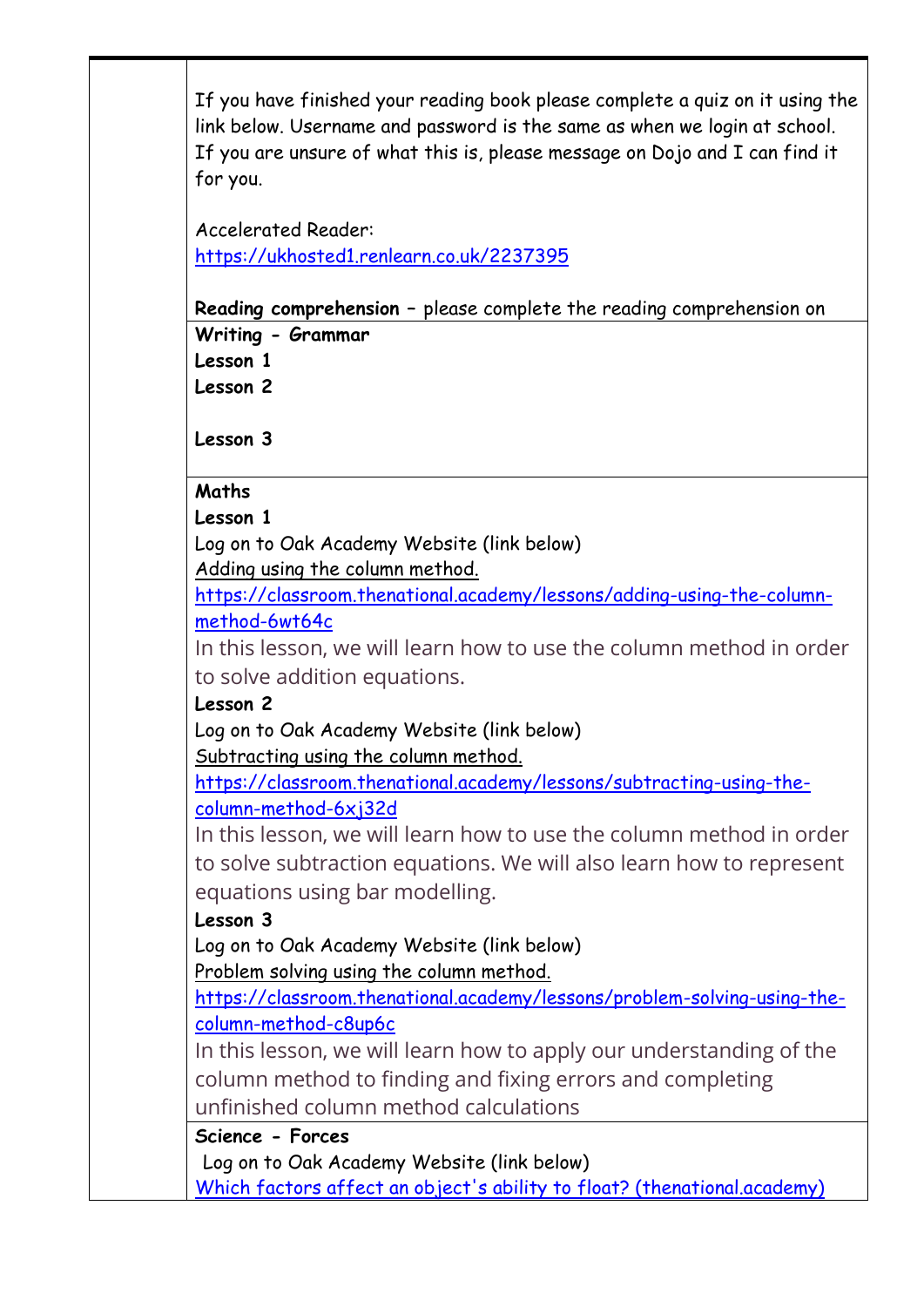| | |
|---|---|
| | If you have finished your reading book please complete a quiz on it using the link below. Username and password is the same as when we login at school. If you are unsure of what this is, please message on Dojo and I can find it for you.<br><br>Accelerated Reader:<br>https://ukhosted1.renlearn.co.uk/2237395<br><br>**Reading comprehension** – please complete the reading comprehension on |
| | **Writing - Grammar**<br>**Lesson 1**<br>**Lesson 2**<br><br>**Lesson 3** |
| | **Maths**<br>**Lesson 1**<br>Log on to Oak Academy Website (link below)<br>Adding using the column method.<br>https://classroom.thenational.academy/lessons/adding-using-the-column-method-6wt64c<br>In this lesson, we will learn how to use the column method in order to solve addition equations.<br>**Lesson 2**<br>Log on to Oak Academy Website (link below)<br>Subtracting using the column method.<br>https://classroom.thenational.academy/lessons/subtracting-using-the-column-method-6xj32d<br>In this lesson, we will learn how to use the column method in order to solve subtraction equations. We will also learn how to represent equations using bar modelling.<br>**Lesson 3**<br>Log on to Oak Academy Website (link below)<br>Problem solving using the column method.<br>https://classroom.thenational.academy/lessons/problem-solving-using-the-column-method-c8up6c<br>In this lesson, we will learn how to apply our understanding of the column method to finding and fixing errors and completing unfinished column method calculations |
| | **Science - Forces**<br>Log on to Oak Academy Website (link below)<br>Which factors affect an object's ability to float? (thenational.academy) |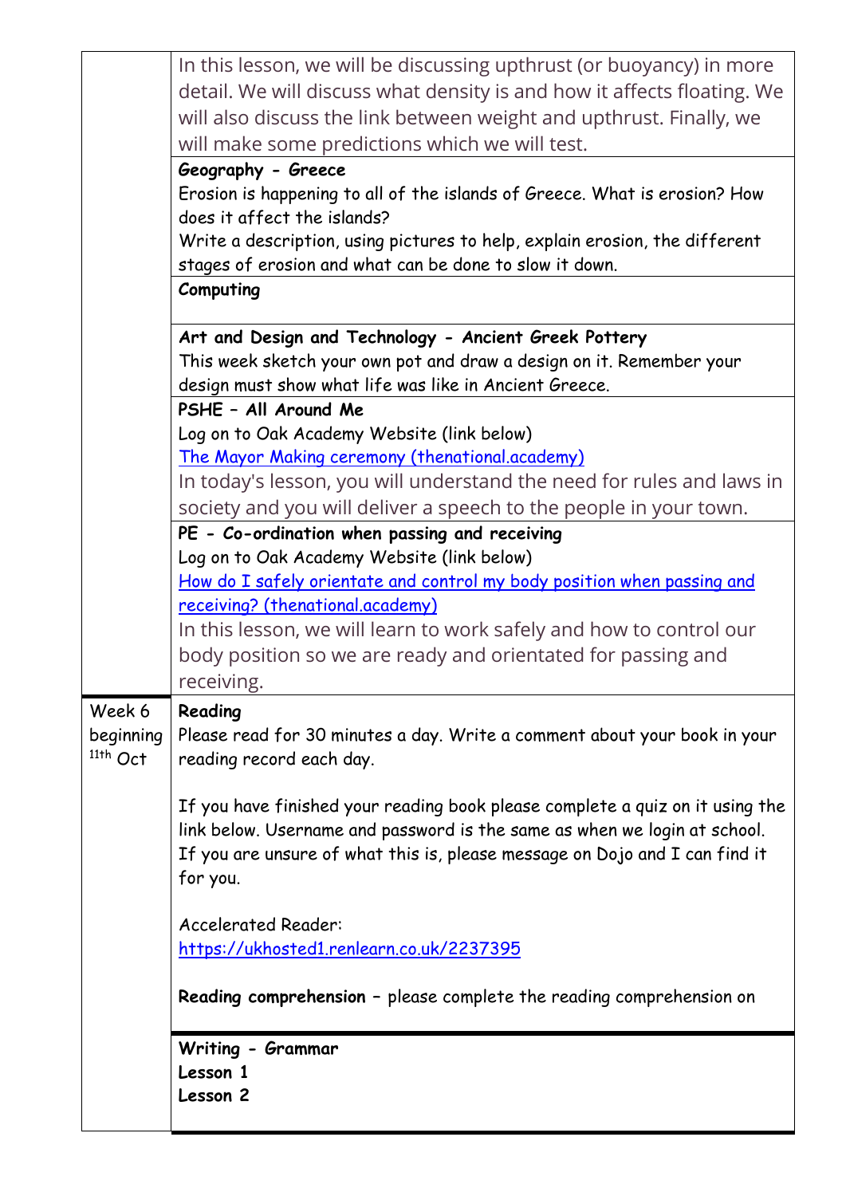|  |  |
|---|---|
|  | In this lesson, we will be discussing upthrust (or buoyancy) in more detail. We will discuss what density is and how it affects floating. We will also discuss the link between weight and upthrust. Finally, we will make some predictions which we will test. |
|  | **Geography - Greece**<br>Erosion is happening to all of the islands of Greece. What is erosion? How does it affect the islands?<br>Write a description, using pictures to help, explain erosion, the different stages of erosion and what can be done to slow it down. |
|  | **Computing** |
|  | **Art and Design and Technology - Ancient Greek Pottery**<br>This week sketch your own pot and draw a design on it. Remember your design must show what life was like in Ancient Greece. |
|  | **PSHE – All Around Me**<br>Log on to Oak Academy Website (link below)<br>The Mayor Making ceremony (thenational.academy)<br>In today's lesson, you will understand the need for rules and laws in society and you will deliver a speech to the people in your town. |
|  | **PE - Co-ordination when passing and receiving**<br>Log on to Oak Academy Website (link below)<br>How do I safely orientate and control my body position when passing and receiving? (thenational.academy)<br>In this lesson, we will learn to work safely and how to control our body position so we are ready and orientated for passing and receiving. |
| Week 6 beginning 11th Oct | **Reading**<br>Please read for 30 minutes a day. Write a comment about your book in your reading record each day.<br><br>If you have finished your reading book please complete a quiz on it using the link below. Username and password is the same as when we login at school. If you are unsure of what this is, please message on Dojo and I can find it for you.<br><br>Accelerated Reader:<br>https://ukhosted1.renlearn.co.uk/2237395<br><br>**Reading comprehension** – please complete the reading comprehension on |
|  | **Writing - Grammar**<br>**Lesson 1**<br>**Lesson 2** |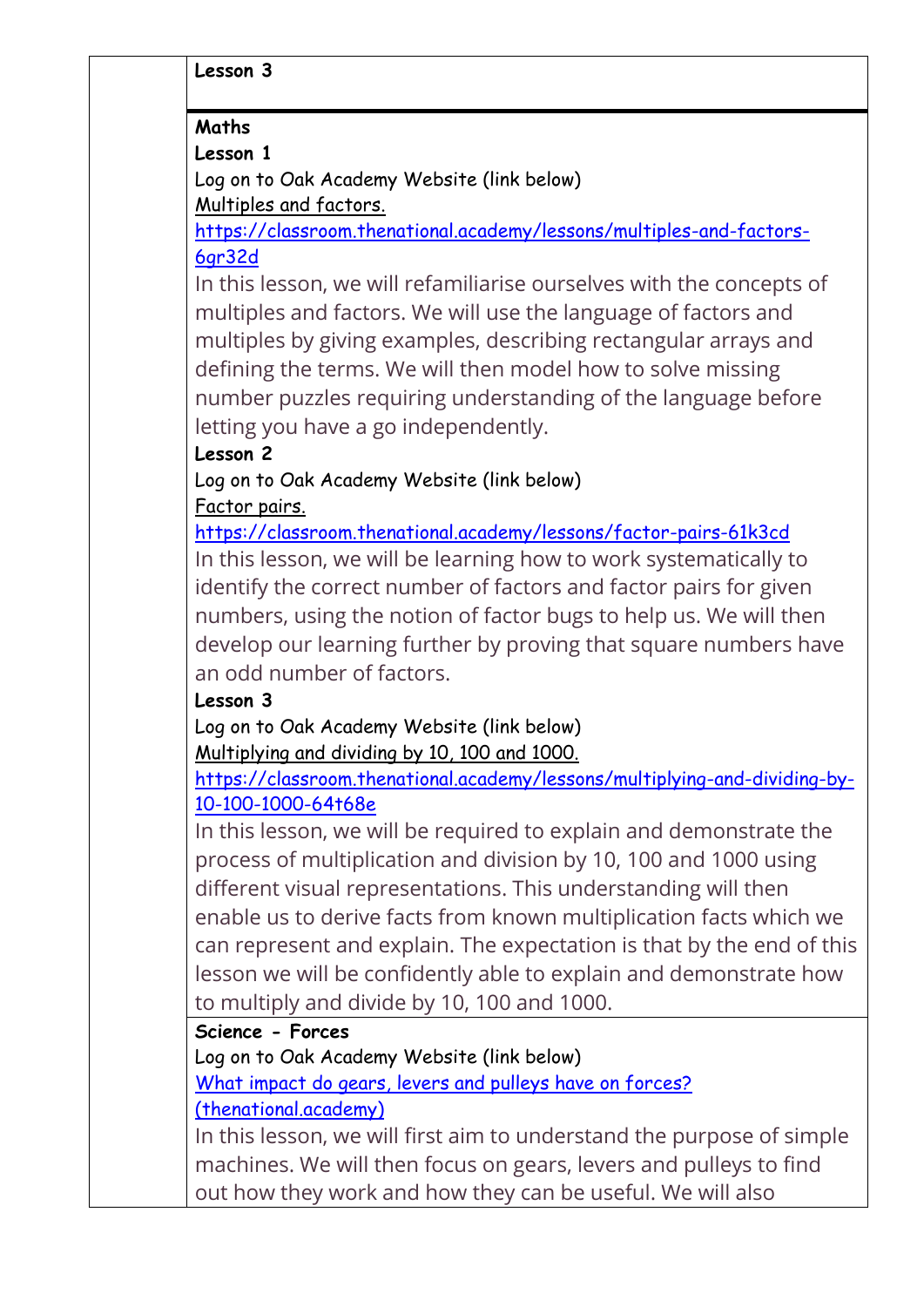| | Lesson 3 |
|---|---|
| | **Maths**<br>**Lesson 1**<br>Log on to Oak Academy Website (link below)<br><u>Multiples and factors.</u><br>[https://classroom.thenational.academy/lessons/multiples-and-factors-6gr32d](https://classroom.thenational.academy/lessons/multiples-and-factors-6gr32d)<br>In this lesson, we will refamiliarise ourselves with the concepts of multiples and factors. We will use the language of factors and multiples by giving examples, describing rectangular arrays and defining the terms. We will then model how to solve missing number puzzles requiring understanding of the language before letting you have a go independently.<br>**Lesson 2**<br>Log on to Oak Academy Website (link below)<br><u>Factor pairs.</u><br>[https://classroom.thenational.academy/lessons/factor-pairs-61k3cd](https://classroom.thenational.academy/lessons/factor-pairs-61k3cd)<br>In this lesson, we will be learning how to work systematically to identify the correct number of factors and factor pairs for given numbers, using the notion of factor bugs to help us. We will then develop our learning further by proving that square numbers have an odd number of factors.<br>**Lesson 3**<br>Log on to Oak Academy Website (link below)<br><u>Multiplying and dividing by 10, 100 and 1000.</u><br>[https://classroom.thenational.academy/lessons/multiplying-and-dividing-by-10-100-1000-64t68e](https://classroom.thenational.academy/lessons/multiplying-and-dividing-by-10-100-1000-64t68e)<br>In this lesson, we will be required to explain and demonstrate the process of multiplication and division by 10, 100 and 1000 using different visual representations. This understanding will then enable us to derive facts from known multiplication facts which we can represent and explain. The expectation is that by the end of this lesson we will be confidently able to explain and demonstrate how to multiply and divide by 10, 100 and 1000. |
| | **Science - Forces**<br>Log on to Oak Academy Website (link below)<br>[What impact do gears, levers and pulleys have on forces? (thenational.academy)](https://classroom.thenational.academy)<br>In this lesson, we will first aim to understand the purpose of simple machines. We will then focus on gears, levers and pulleys to find out how they work and how they can be useful. We will also |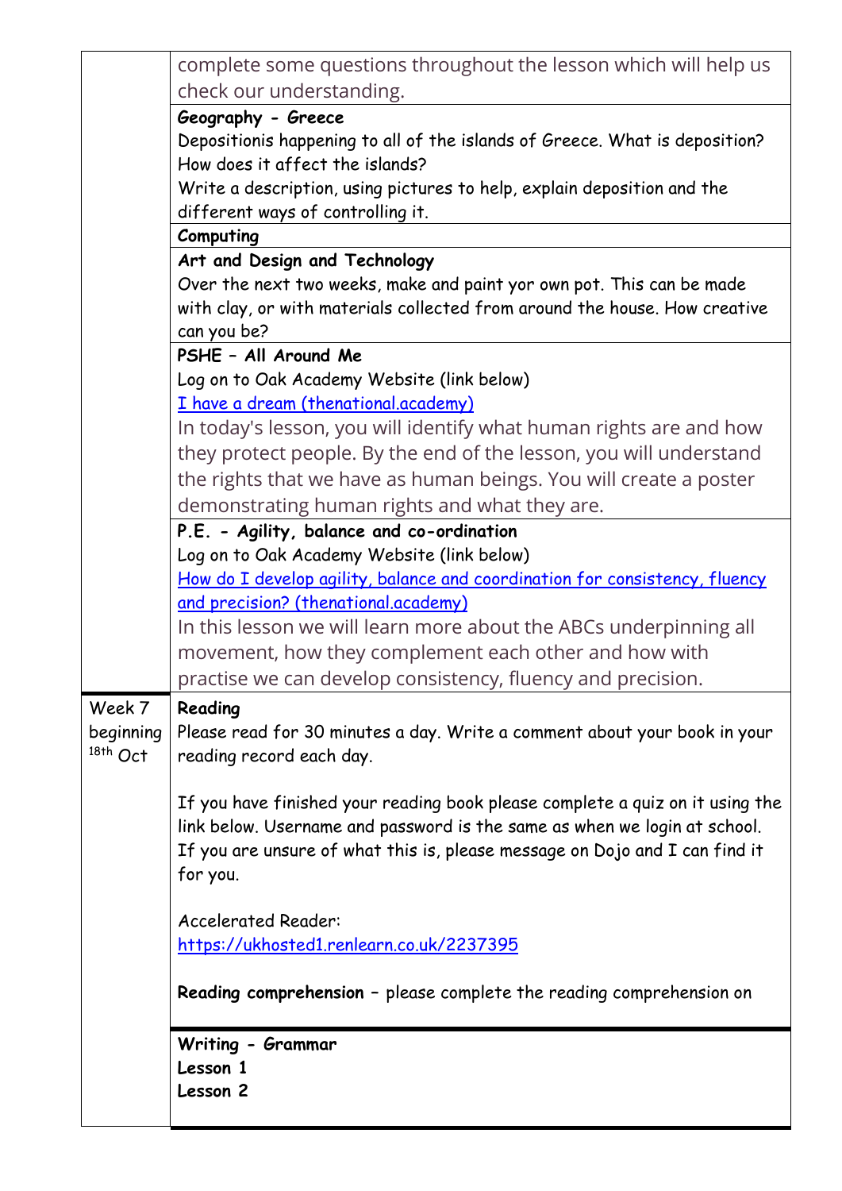| | |
|---|---|
| | complete some questions throughout the lesson which will help us check our understanding. |
| | **Geography - Greece**<br>Depositionis happening to all of the islands of Greece. What is deposition? How does it affect the islands?<br>Write a description, using pictures to help, explain deposition and the different ways of controlling it. |
| | **Computing** |
| | **Art and Design and Technology**<br>Over the next two weeks, make and paint yor own pot. This can be made with clay, or with materials collected from around the house. How creative can you be? |
| | **PSHE – All Around Me**<br>Log on to Oak Academy Website (link below)<br>I have a dream (thenational.academy)<br>In today's lesson, you will identify what human rights are and how they protect people. By the end of the lesson, you will understand the rights that we have as human beings. You will create a poster demonstrating human rights and what they are. |
| | **P.E. - Agility, balance and co-ordination**<br>Log on to Oak Academy Website (link below)<br>How do I develop agility, balance and coordination for consistency, fluency and precision? (thenational.academy)<br>In this lesson we will learn more about the ABCs underpinning all movement, how they complement each other and how with practise we can develop consistency, fluency and precision. |
| Week 7 beginning 18th Oct | **Reading**<br>Please read for 30 minutes a day. Write a comment about your book in your reading record each day.<br><br>If you have finished your reading book please complete a quiz on it using the link below. Username and password is the same as when we login at school. If you are unsure of what this is, please message on Dojo and I can find it for you.<br><br>Accelerated Reader:<br>https://ukhosted1.renlearn.co.uk/2237395<br><br>**Reading comprehension** – please complete the reading comprehension on |
| | **Writing - Grammar**<br>**Lesson 1**<br>**Lesson 2** |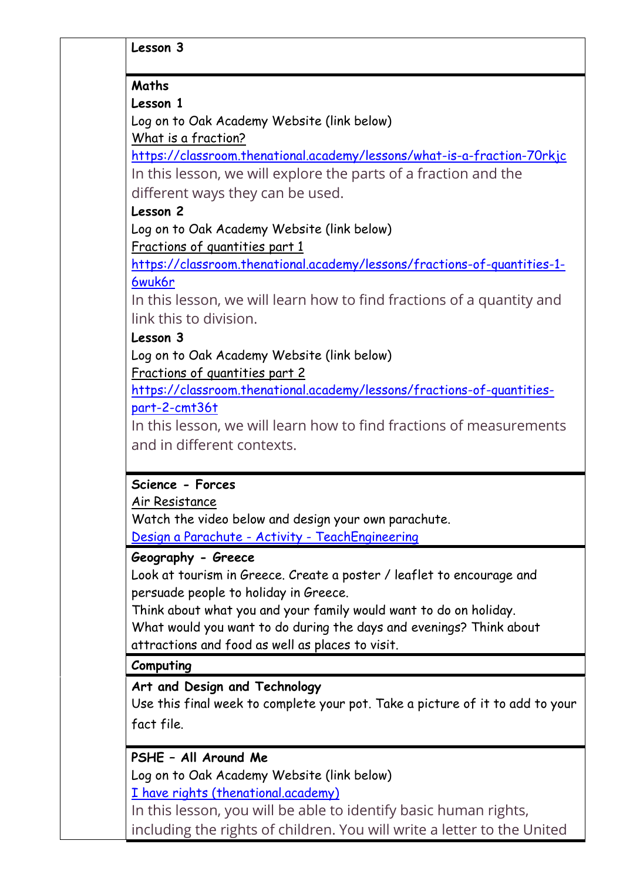**Lesson 3**

**Maths**

**Lesson 1**

Log on to Oak Academy Website (link below)

What is a fraction?

https://classroom.thenational.academy/lessons/what-is-a-fraction-70rkjc

In this lesson, we will explore the parts of a fraction and the different ways they can be used.

**Lesson 2**

Log on to Oak Academy Website (link below)

Fractions of quantities part 1

https://classroom.thenational.academy/lessons/fractions-of-quantities-1-6wuk6r

In this lesson, we will learn how to find fractions of a quantity and link this to division.

**Lesson 3**

Log on to Oak Academy Website (link below)

Fractions of quantities part 2

https://classroom.thenational.academy/lessons/fractions-of-quantities-part-2-cmt36t

In this lesson, we will learn how to find fractions of measurements and in different contexts.

**Science - Forces**

Air Resistance

Watch the video below and design your own parachute.

Design a Parachute - Activity - TeachEngineering

**Geography - Greece**

Look at tourism in Greece. Create a poster / leaflet to encourage and persuade people to holiday in Greece.

Think about what you and your family would want to do on holiday.

What would you want to do during the days and evenings? Think about attractions and food as well as places to visit.

**Computing**

**Art and Design and Technology**

Use this final week to complete your pot. Take a picture of it to add to your fact file.

**PSHE – All Around Me**

Log on to Oak Academy Website (link below)

I have rights (thenational.academy)

In this lesson, you will be able to identify basic human rights, including the rights of children. You will write a letter to the United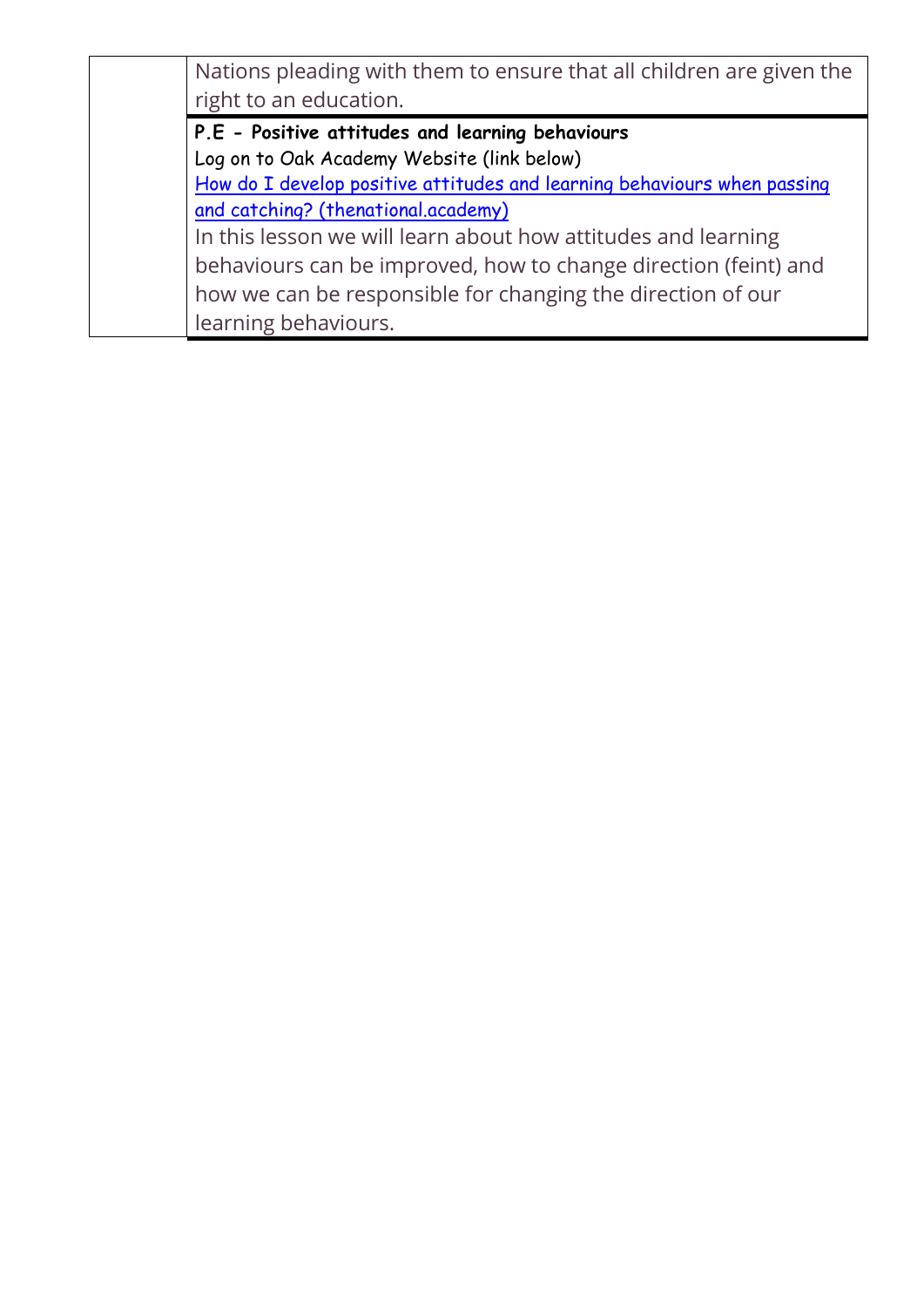| | |
|---|---|
| | Nations pleading with them to ensure that all children are given the right to an education. |
| | **P.E - Positive attitudes and learning behaviours**<br>Log on to Oak Academy Website (link below)<br>How do I develop positive attitudes and learning behaviours when passing and catching? (thenational.academy)<br>In this lesson we will learn about how attitudes and learning behaviours can be improved, how to change direction (feint) and how we can be responsible for changing the direction of our learning behaviours. |